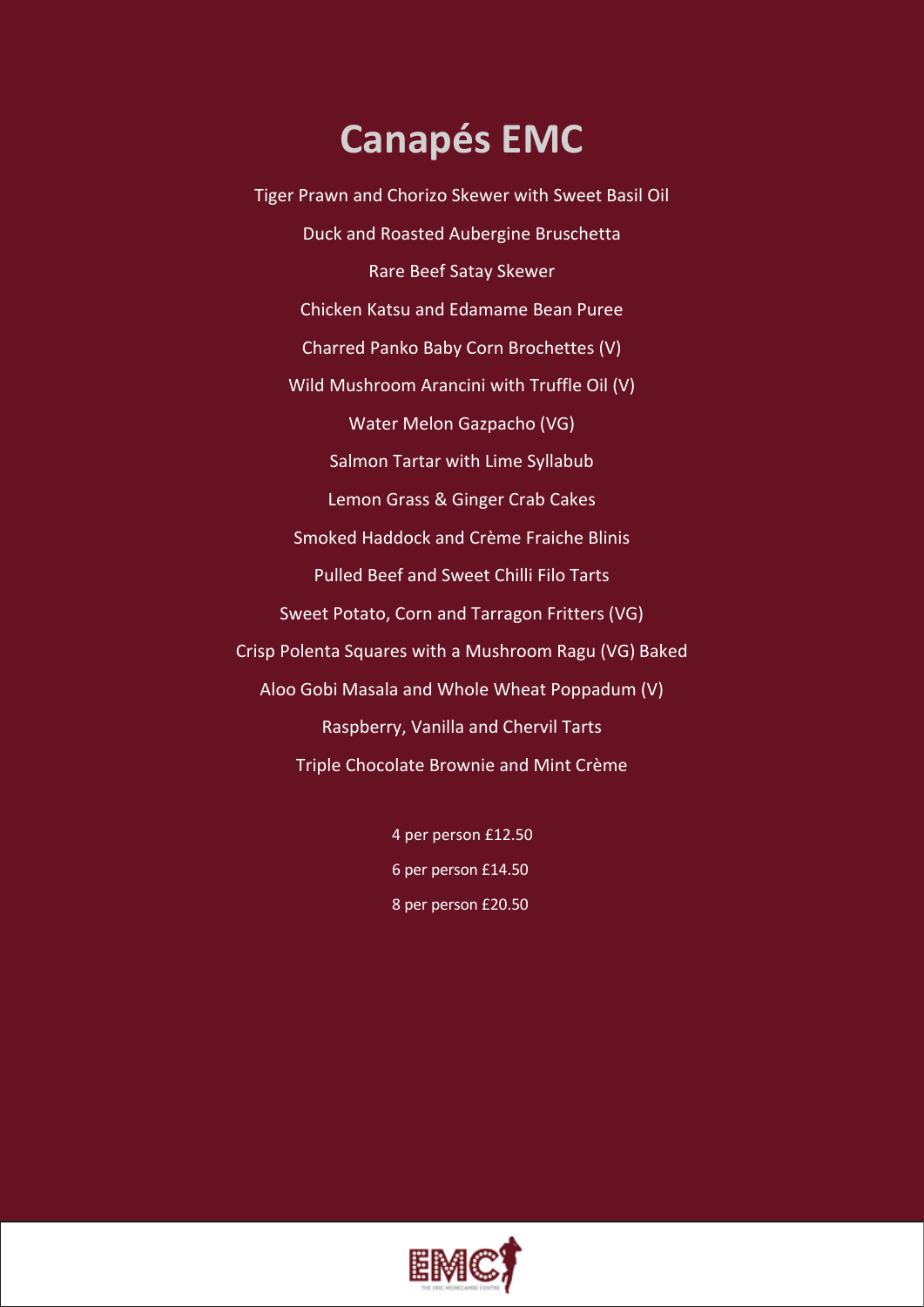# Canapés EMC

Tiger Prawn and Chorizo Skewer with Sweet Basil Oil

Duck and Roasted Aubergine Bruschetta

Rare Beef Satay Skewer

Chicken Katsu and Edamame Bean Puree

Charred Panko Baby Corn Brochettes (V)

Wild Mushroom Arancini with Truffle Oil (V)

Water Melon Gazpacho (VG)

Salmon Tartar with Lime Syllabub

Lemon Grass & Ginger Crab Cakes

Smoked Haddock and Crème Fraiche Blinis

Pulled Beef and Sweet Chilli Filo Tarts

Sweet Potato, Corn and Tarragon Fritters (VG)

Crisp Polenta Squares with a Mushroom Ragu (VG) Baked

Aloo Gobi Masala and Whole Wheat Poppadum (V)

Raspberry, Vanilla and Chervil Tarts

Triple Chocolate Brownie and Mint Crème

4 per person £12.50

6 per person £14.50

8 per person £20.50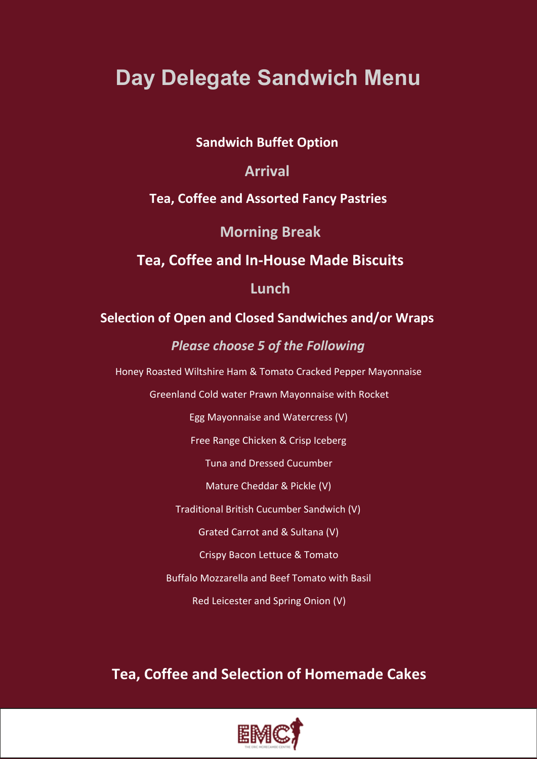# Day Delegate Sandwich Menu

**Sandwich Buffet Option**

## Arrival

**Tea, Coffee and Assorted Fancy Pastries**

## Morning Break

**Tea, Coffee and In-House Made Biscuits**

## Lunch

**Selection of Open and Closed Sandwiches and/or Wraps**

***Please choose 5 of the Following***

Honey Roasted Wiltshire Ham & Tomato Cracked Pepper Mayonnaise

Greenland Cold water Prawn Mayonnaise with Rocket

Egg Mayonnaise and Watercress (V)

Free Range Chicken & Crisp Iceberg

Tuna and Dressed Cucumber

Mature Cheddar & Pickle (V)

Traditional British Cucumber Sandwich (V)

Grated Carrot and & Sultana (V)

Crispy Bacon Lettuce & Tomato

Buffalo Mozzarella and Beef Tomato with Basil

Red Leicester and Spring Onion (V)

**Tea, Coffee and Selection of Homemade Cakes**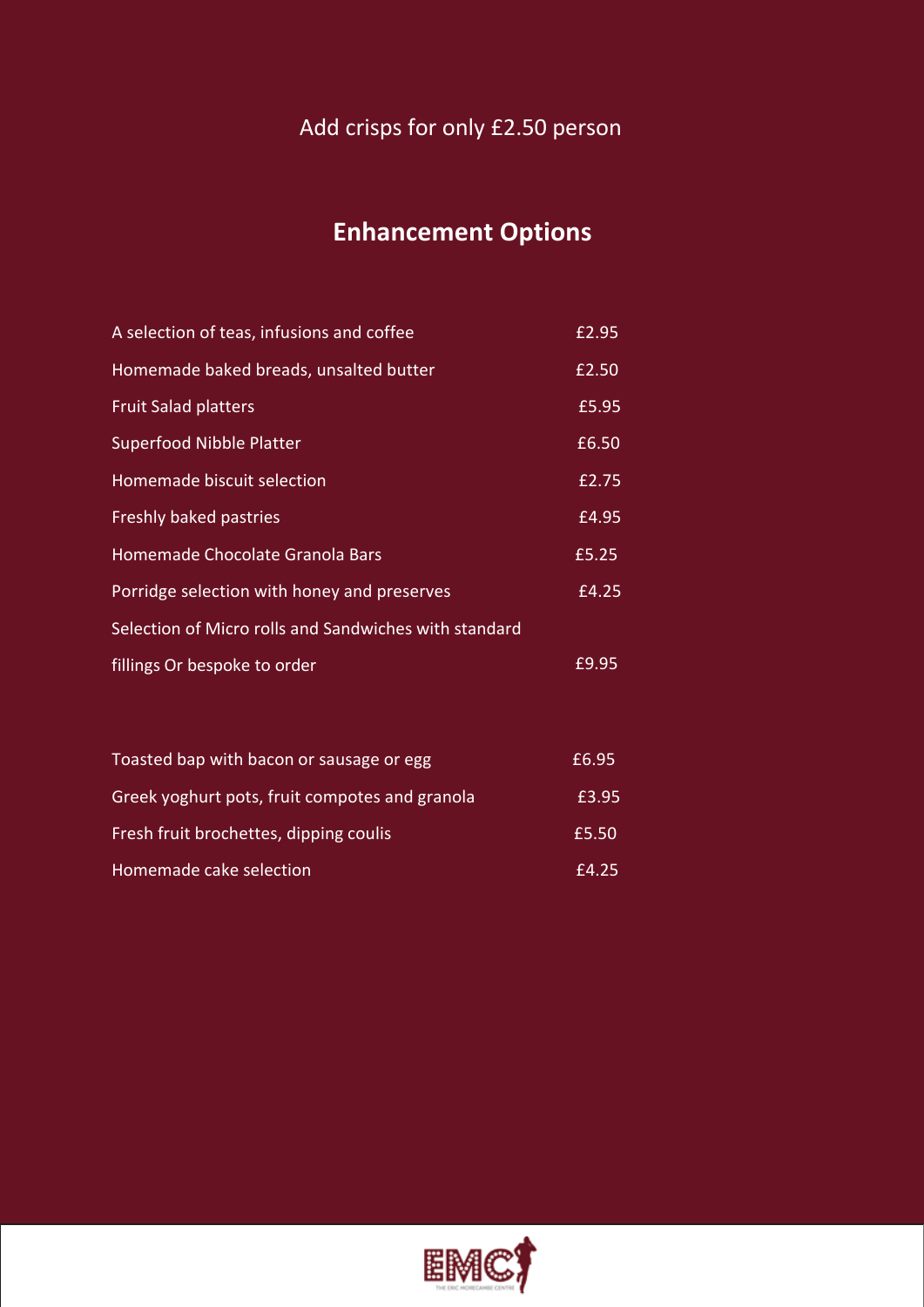Add crisps for only £2.50 person

## Enhancement Options

| | |
|---|---|
| A selection of teas, infusions and coffee | £2.95 |
| Homemade baked breads, unsalted butter | £2.50 |
| Fruit Salad platters | £5.95 |
| Superfood Nibble Platter | £6.50 |
| Homemade biscuit selection | £2.75 |
| Freshly baked pastries | £4.95 |
| Homemade Chocolate Granola Bars | £5.25 |
| Porridge selection with honey and preserves | £4.25 |
| Selection of Micro rolls and Sandwiches with standard fillings Or bespoke to order | £9.95 |

| | |
|---|---|
| Toasted bap with bacon or sausage or egg | £6.95 |
| Greek yoghurt pots, fruit compotes and granola | £3.95 |
| Fresh fruit brochettes, dipping coulis | £5.50 |
| Homemade cake selection | £4.25 |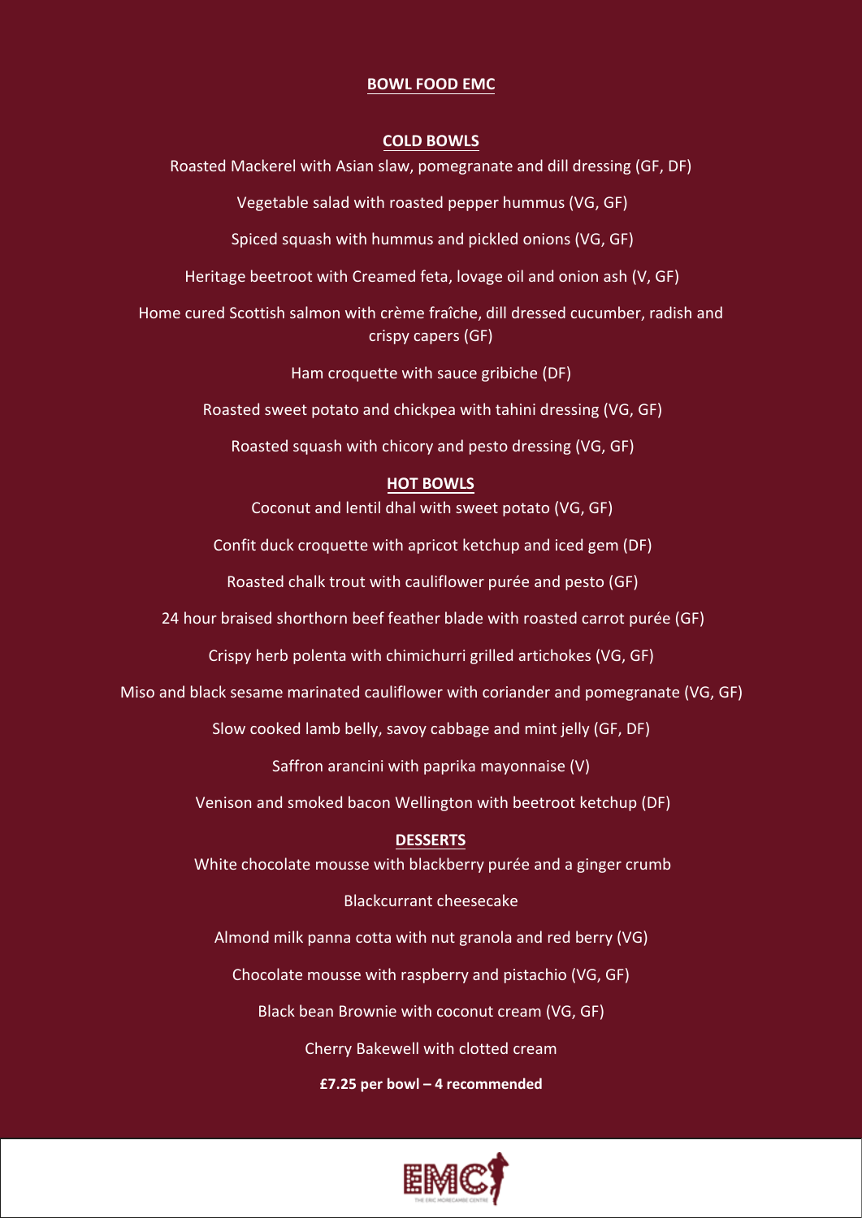# BOWL FOOD EMC

## COLD BOWLS

Roasted Mackerel with Asian slaw, pomegranate and dill dressing (GF, DF)

Vegetable salad with roasted pepper hummus (VG, GF)

Spiced squash with hummus and pickled onions (VG, GF)

Heritage beetroot with Creamed feta, lovage oil and onion ash (V, GF)

Home cured Scottish salmon with crème fraîche, dill dressed cucumber, radish and crispy capers (GF)

Ham croquette with sauce gribiche (DF)

Roasted sweet potato and chickpea with tahini dressing (VG, GF)

Roasted squash with chicory and pesto dressing (VG, GF)

## HOT BOWLS

Coconut and lentil dhal with sweet potato (VG, GF)

Confit duck croquette with apricot ketchup and iced gem (DF)

Roasted chalk trout with cauliflower purée and pesto (GF)

24 hour braised shorthorn beef feather blade with roasted carrot purée (GF)

Crispy herb polenta with chimichurri grilled artichokes (VG, GF)

Miso and black sesame marinated cauliflower with coriander and pomegranate (VG, GF)

Slow cooked lamb belly, savoy cabbage and mint jelly (GF, DF)

Saffron arancini with paprika mayonnaise (V)

Venison and smoked bacon Wellington with beetroot ketchup (DF)

## DESSERTS

White chocolate mousse with blackberry purée and a ginger crumb

Blackcurrant cheesecake

Almond milk panna cotta with nut granola and red berry (VG)

Chocolate mousse with raspberry and pistachio (VG, GF)

Black bean Brownie with coconut cream (VG, GF)

Cherry Bakewell with clotted cream

**£7.25 per bowl – 4 recommended**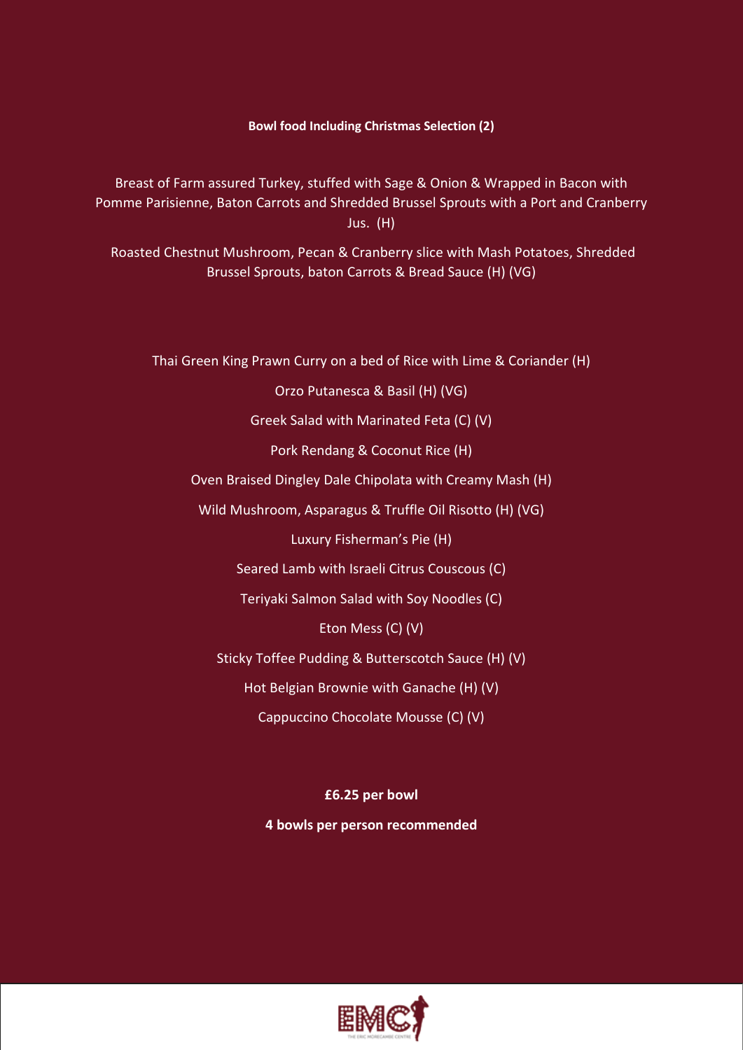**Bowl food Including Christmas Selection (2)**

Breast of Farm assured Turkey, stuffed with Sage & Onion & Wrapped in Bacon with Pomme Parisienne, Baton Carrots and Shredded Brussel Sprouts with a Port and Cranberry Jus. (H)

Roasted Chestnut Mushroom, Pecan & Cranberry slice with Mash Potatoes, Shredded Brussel Sprouts, baton Carrots & Bread Sauce (H) (VG)

Thai Green King Prawn Curry on a bed of Rice with Lime & Coriander (H)

Orzo Putanesca & Basil (H) (VG)

Greek Salad with Marinated Feta (C) (V)

Pork Rendang & Coconut Rice (H)

Oven Braised Dingley Dale Chipolata with Creamy Mash (H)

Wild Mushroom, Asparagus & Truffle Oil Risotto (H) (VG)

Luxury Fisherman's Pie (H)

Seared Lamb with Israeli Citrus Couscous (C)

Teriyaki Salmon Salad with Soy Noodles (C)

Eton Mess (C) (V)

Sticky Toffee Pudding & Butterscotch Sauce (H) (V)

Hot Belgian Brownie with Ganache (H) (V)

Cappuccino Chocolate Mousse (C) (V)

**£6.25 per bowl**

**4 bowls per person recommended**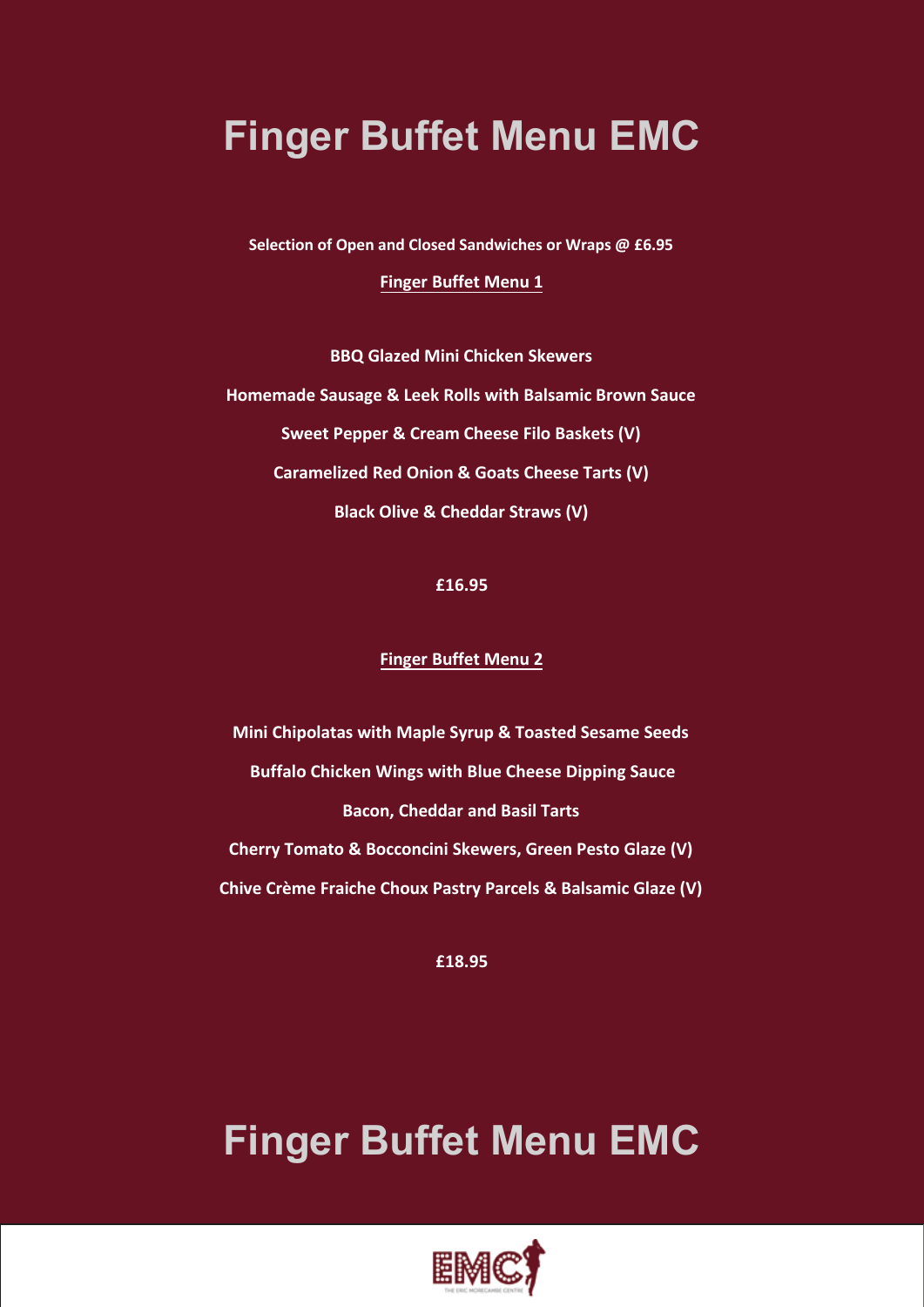# Finger Buffet Menu EMC

**Selection of Open and Closed Sandwiches or Wraps @ £6.95**

**Finger Buffet Menu 1**

**BBQ Glazed Mini Chicken Skewers**

**Homemade Sausage & Leek Rolls with Balsamic Brown Sauce**

**Sweet Pepper & Cream Cheese Filo Baskets (V)**

**Caramelized Red Onion & Goats Cheese Tarts (V)**

**Black Olive & Cheddar Straws (V)**

**£16.95**

**Finger Buffet Menu 2**

**Mini Chipolatas with Maple Syrup & Toasted Sesame Seeds**

**Buffalo Chicken Wings with Blue Cheese Dipping Sauce**

**Bacon, Cheddar and Basil Tarts**

**Cherry Tomato & Bocconcini Skewers, Green Pesto Glaze (V)**

**Chive Crème Fraiche Choux Pastry Parcels & Balsamic Glaze (V)**

**£18.95**

# Finger Buffet Menu EMC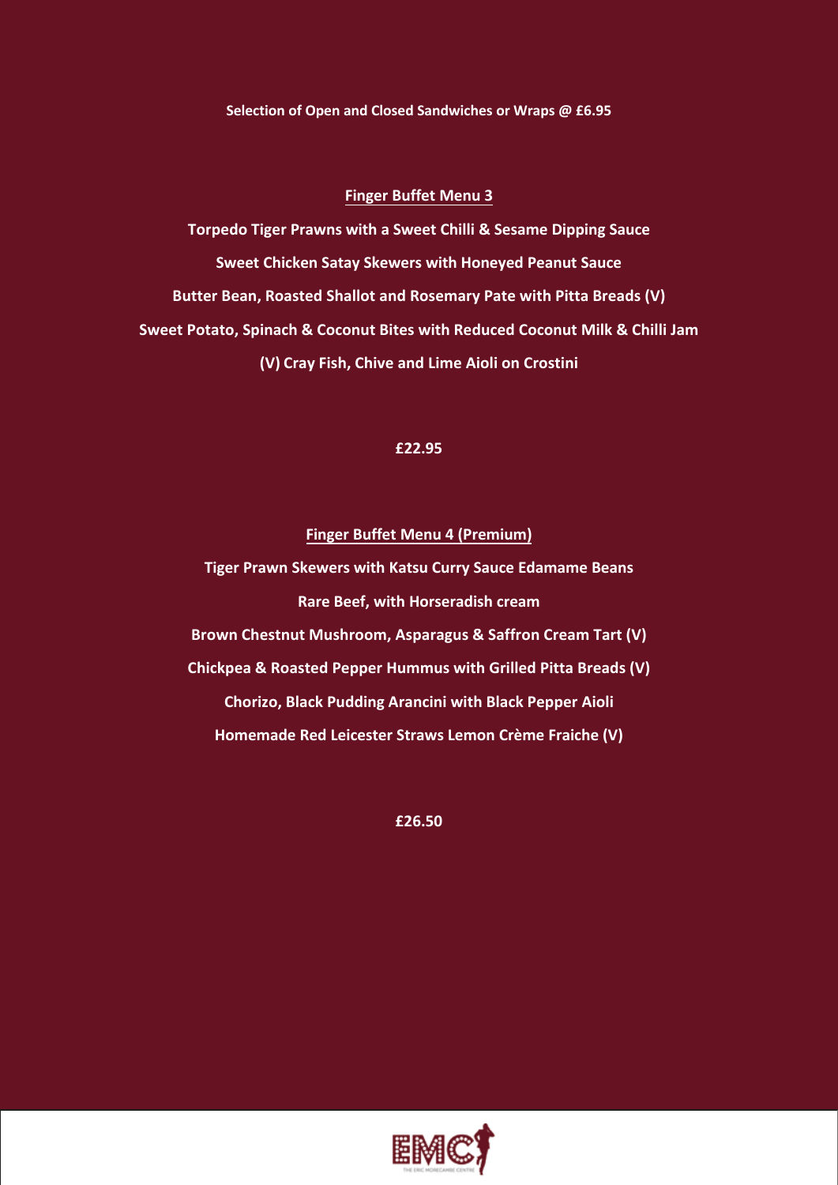**Selection of Open and Closed Sandwiches or Wraps @ £6.95**

## Finger Buffet Menu 3

**Torpedo Tiger Prawns with a Sweet Chilli & Sesame Dipping Sauce**

**Sweet Chicken Satay Skewers with Honeyed Peanut Sauce**

**Butter Bean, Roasted Shallot and Rosemary Pate with Pitta Breads (V)**

**Sweet Potato, Spinach & Coconut Bites with Reduced Coconut Milk & Chilli Jam**

**(V) Cray Fish, Chive and Lime Aioli on Crostini**

**£22.95**

## Finger Buffet Menu 4 (Premium)

**Tiger Prawn Skewers with Katsu Curry Sauce Edamame Beans**

**Rare Beef, with Horseradish cream**

**Brown Chestnut Mushroom, Asparagus & Saffron Cream Tart (V)**

**Chickpea & Roasted Pepper Hummus with Grilled Pitta Breads (V)**

**Chorizo, Black Pudding Arancini with Black Pepper Aioli**

**Homemade Red Leicester Straws Lemon Crème Fraiche (V)**

**£26.50**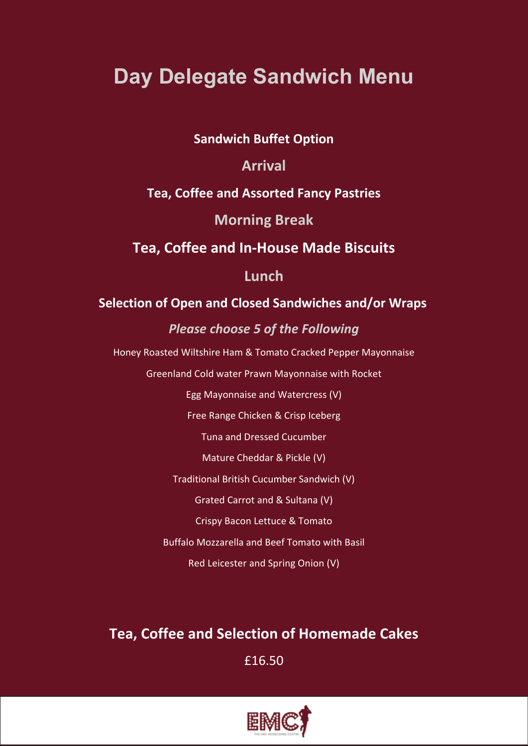# Day Delegate Sandwich Menu

**Sandwich Buffet Option**

## Arrival

**Tea, Coffee and Assorted Fancy Pastries**

## Morning Break

**Tea, Coffee and In-House Made Biscuits**

## Lunch

**Selection of Open and Closed Sandwiches and/or Wraps**

***Please choose 5 of the Following***

Honey Roasted Wiltshire Ham & Tomato Cracked Pepper Mayonnaise

Greenland Cold water Prawn Mayonnaise with Rocket

Egg Mayonnaise and Watercress (V)

Free Range Chicken & Crisp Iceberg

Tuna and Dressed Cucumber

Mature Cheddar & Pickle (V)

Traditional British Cucumber Sandwich (V)

Grated Carrot and & Sultana (V)

Crispy Bacon Lettuce & Tomato

Buffalo Mozzarella and Beef Tomato with Basil

Red Leicester and Spring Onion (V)

**Tea, Coffee and Selection of Homemade Cakes**

£16.50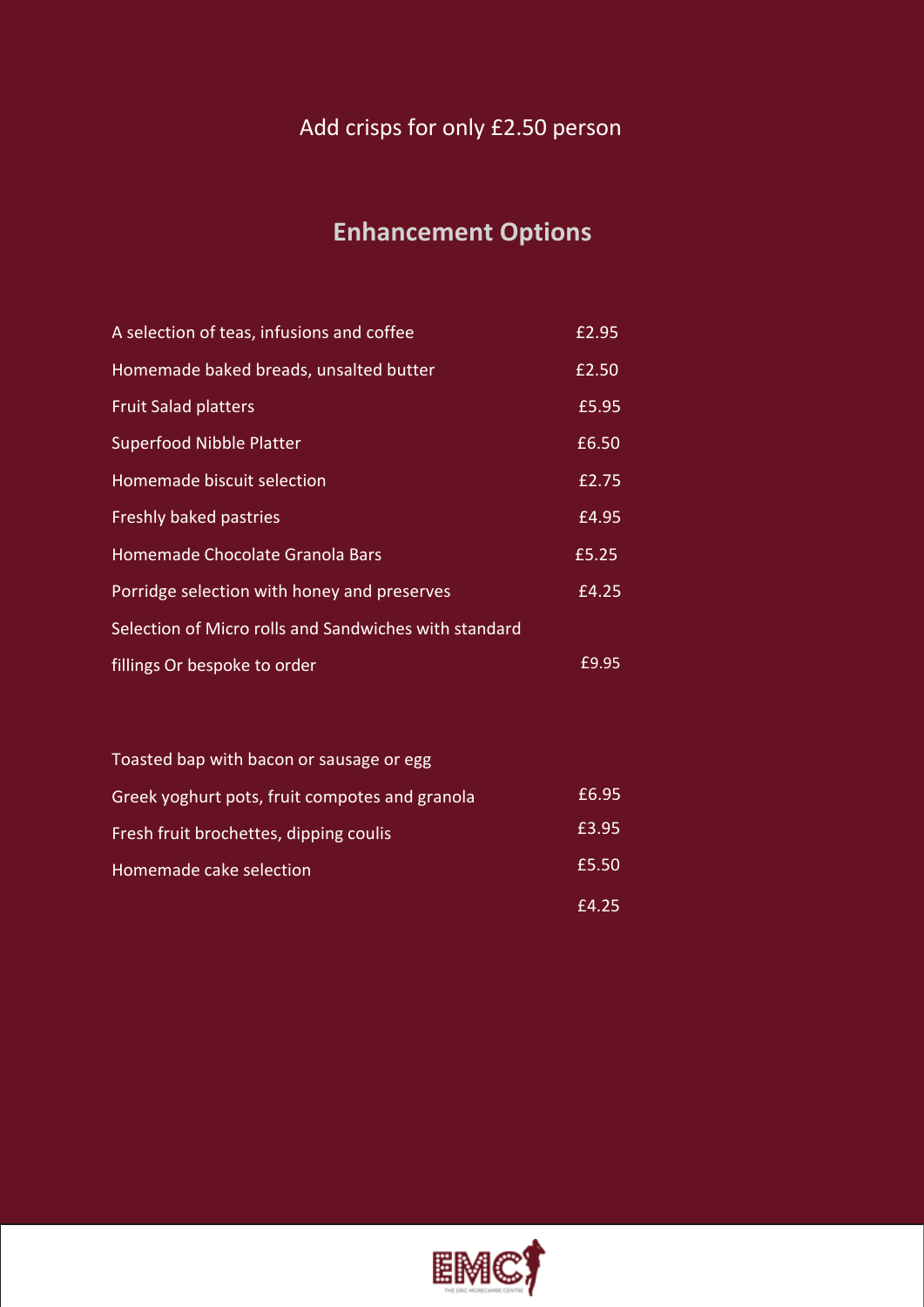Add crisps for only £2.50 person

## Enhancement Options

| Item | Price |
|---|---|
| A selection of teas, infusions and coffee | £2.95 |
| Homemade baked breads, unsalted butter | £2.50 |
| Fruit Salad platters | £5.95 |
| Superfood Nibble Platter | £6.50 |
| Homemade biscuit selection | £2.75 |
| Freshly baked pastries | £4.95 |
| Homemade Chocolate Granola Bars | £5.25 |
| Porridge selection with honey and preserves | £4.25 |
| Selection of Micro rolls and Sandwiches with standard fillings Or bespoke to order | £9.95 |

| Item | Price |
|---|---|
| Toasted bap with bacon or sausage or egg | |
| Greek yoghurt pots, fruit compotes and granola | £6.95 |
| Fresh fruit brochettes, dipping coulis | £3.95 |
| Homemade cake selection | £5.50 |
| | £4.25 |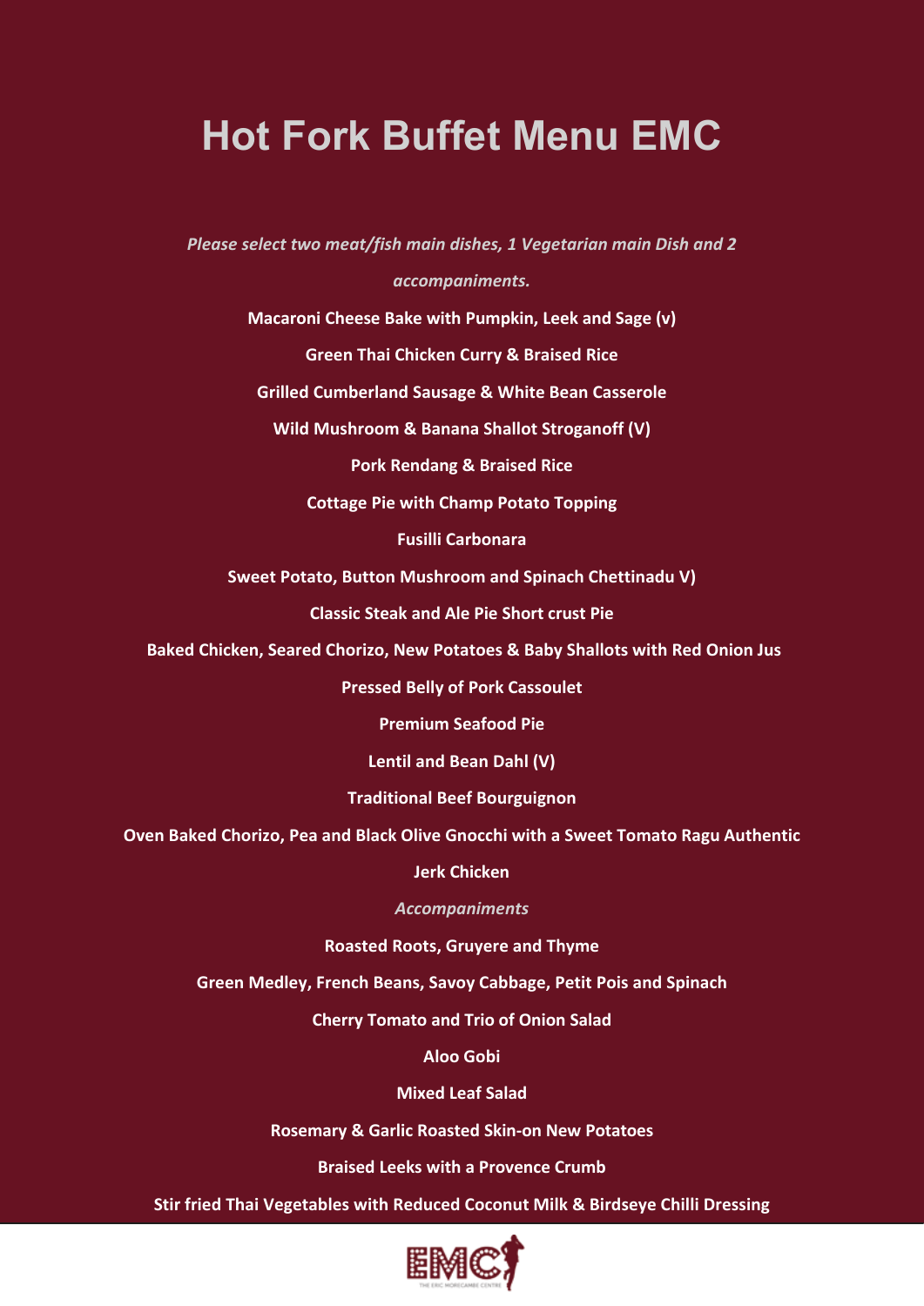# Hot Fork Buffet Menu EMC

*Please select two meat/fish main dishes, 1 Vegetarian main Dish and 2 accompaniments.*

**Macaroni Cheese Bake with Pumpkin, Leek and Sage (v)**

**Green Thai Chicken Curry & Braised Rice**

**Grilled Cumberland Sausage & White Bean Casserole**

**Wild Mushroom & Banana Shallot Stroganoff (V)**

**Pork Rendang & Braised Rice**

**Cottage Pie with Champ Potato Topping**

**Fusilli Carbonara**

**Sweet Potato, Button Mushroom and Spinach Chettinadu V)**

**Classic Steak and Ale Pie Short crust Pie**

**Baked Chicken, Seared Chorizo, New Potatoes & Baby Shallots with Red Onion Jus**

**Pressed Belly of Pork Cassoulet**

**Premium Seafood Pie**

**Lentil and Bean Dahl (V)**

**Traditional Beef Bourguignon**

**Oven Baked Chorizo, Pea and Black Olive Gnocchi with a Sweet Tomato Ragu Authentic**

**Jerk Chicken**

*Accompaniments*

**Roasted Roots, Gruyere and Thyme**

**Green Medley, French Beans, Savoy Cabbage, Petit Pois and Spinach**

**Cherry Tomato and Trio of Onion Salad**

**Aloo Gobi**

**Mixed Leaf Salad**

**Rosemary & Garlic Roasted Skin-on New Potatoes**

**Braised Leeks with a Provence Crumb**

**Stir fried Thai Vegetables with Reduced Coconut Milk & Birdseye Chilli Dressing**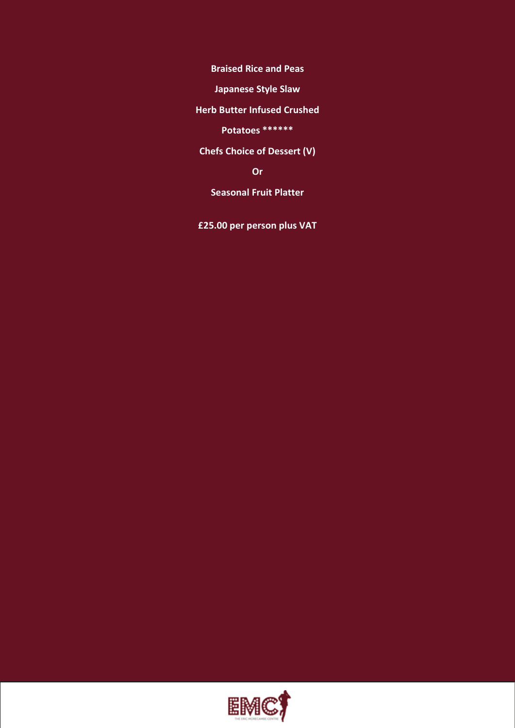**Braised Rice and Peas**

**Japanese Style Slaw**

**Herb Butter Infused Crushed**

**Potatoes ******

**Chefs Choice of Dessert (V)**

**Or**

**Seasonal Fruit Platter**

**£25.00 per person plus VAT**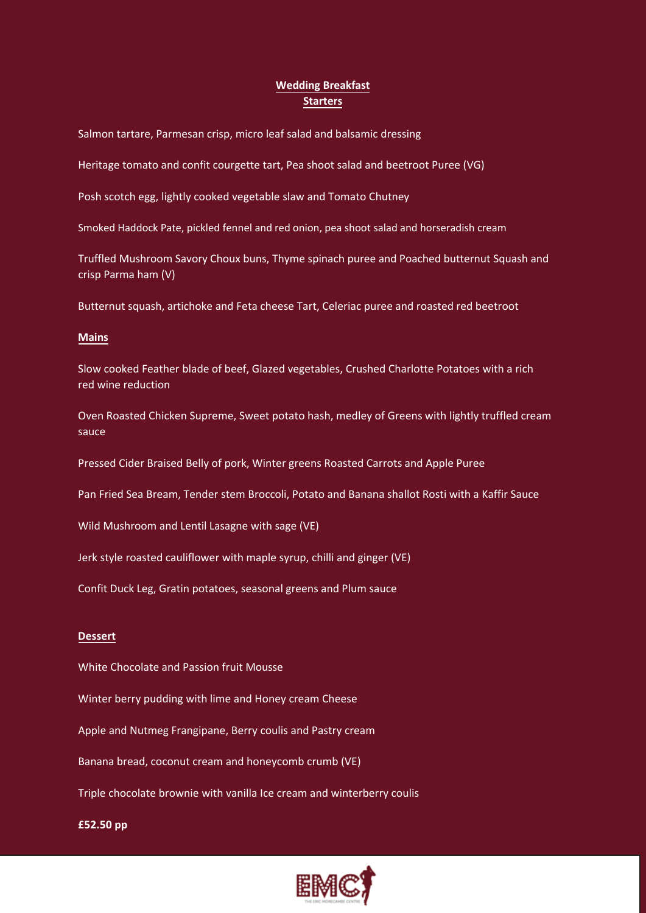# Wedding Breakfast

## Starters

Salmon tartare, Parmesan crisp, micro leaf salad and balsamic dressing

Heritage tomato and confit courgette tart, Pea shoot salad and beetroot Puree (VG)

Posh scotch egg, lightly cooked vegetable slaw and Tomato Chutney

Smoked Haddock Pate, pickled fennel and red onion, pea shoot salad and horseradish cream

Truffled Mushroom Savory Choux buns, Thyme spinach puree and Poached butternut Squash and crisp Parma ham (V)

Butternut squash, artichoke and Feta cheese Tart, Celeriac puree and roasted red beetroot

## Mains

Slow cooked Feather blade of beef, Glazed vegetables, Crushed Charlotte Potatoes with a rich red wine reduction

Oven Roasted Chicken Supreme, Sweet potato hash, medley of Greens with lightly truffled cream sauce

Pressed Cider Braised Belly of pork, Winter greens Roasted Carrots and Apple Puree

Pan Fried Sea Bream, Tender stem Broccoli, Potato and Banana shallot Rosti with a Kaffir Sauce

Wild Mushroom and Lentil Lasagne with sage (VE)

Jerk style roasted cauliflower with maple syrup, chilli and ginger (VE)

Confit Duck Leg, Gratin potatoes, seasonal greens and Plum sauce

## Dessert

White Chocolate and Passion fruit Mousse

Winter berry pudding with lime and Honey cream Cheese

Apple and Nutmeg Frangipane, Berry coulis and Pastry cream

Banana bread, coconut cream and honeycomb crumb (VE)

Triple chocolate brownie with vanilla Ice cream and winterberry coulis

**£52.50 pp**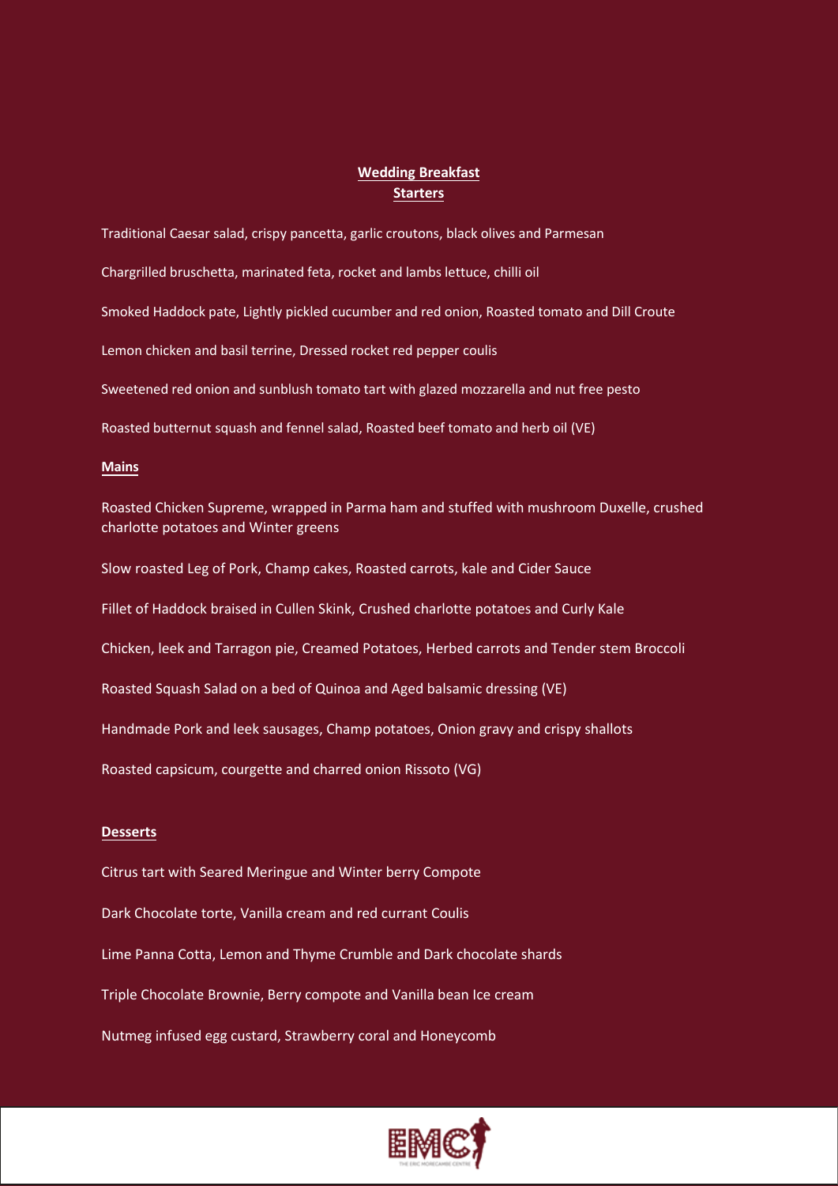## Wedding Breakfast

### Starters

Traditional Caesar salad, crispy pancetta, garlic croutons, black olives and Parmesan

Chargrilled bruschetta, marinated feta, rocket and lambs lettuce, chilli oil

Smoked Haddock pate, Lightly pickled cucumber and red onion, Roasted tomato and Dill Croute

Lemon chicken and basil terrine, Dressed rocket red pepper coulis

Sweetened red onion and sunblush tomato tart with glazed mozzarella and nut free pesto

Roasted butternut squash and fennel salad, Roasted beef tomato and herb oil (VE)

### Mains

Roasted Chicken Supreme, wrapped in Parma ham and stuffed with mushroom Duxelle, crushed charlotte potatoes and Winter greens

Slow roasted Leg of Pork, Champ cakes, Roasted carrots, kale and Cider Sauce

Fillet of Haddock braised in Cullen Skink, Crushed charlotte potatoes and Curly Kale

Chicken, leek and Tarragon pie, Creamed Potatoes, Herbed carrots and Tender stem Broccoli

Roasted Squash Salad on a bed of Quinoa and Aged balsamic dressing (VE)

Handmade Pork and leek sausages, Champ potatoes, Onion gravy and crispy shallots

Roasted capsicum, courgette and charred onion Rissoto (VG)

### Desserts

Citrus tart with Seared Meringue and Winter berry Compote

Dark Chocolate torte, Vanilla cream and red currant Coulis

Lime Panna Cotta, Lemon and Thyme Crumble and Dark chocolate shards

Triple Chocolate Brownie, Berry compote and Vanilla bean Ice cream

Nutmeg infused egg custard, Strawberry coral and Honeycomb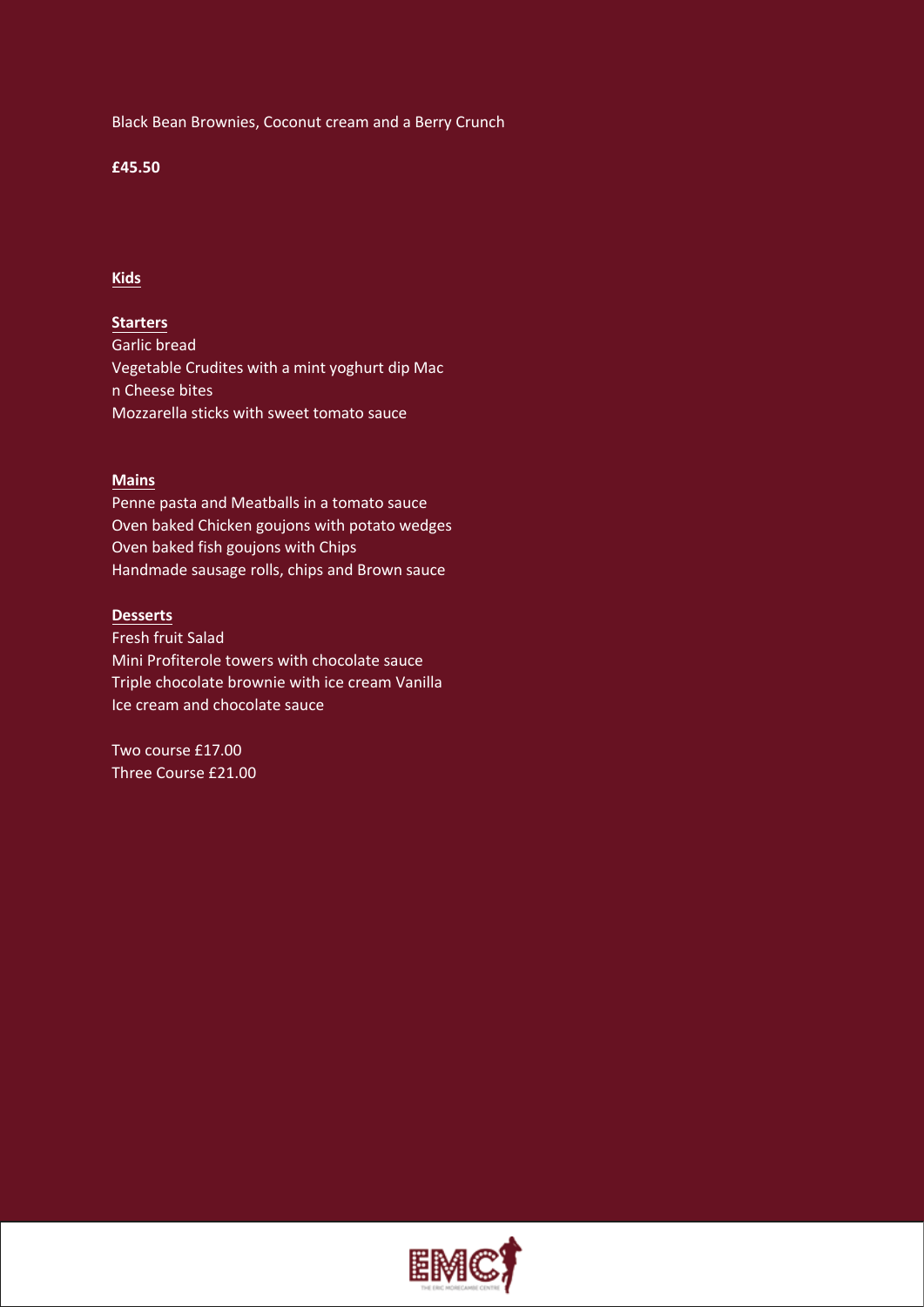Black Bean Brownies, Coconut cream and a Berry Crunch

**£45.50**

## Kids

### Starters

Garlic bread
Vegetable Crudites with a mint yoghurt dip Mac n Cheese bites
Mozzarella sticks with sweet tomato sauce

### Mains

Penne pasta and Meatballs in a tomato sauce
Oven baked Chicken goujons with potato wedges
Oven baked fish goujons with Chips
Handmade sausage rolls, chips and Brown sauce

### Desserts

Fresh fruit Salad
Mini Profiterole towers with chocolate sauce
Triple chocolate brownie with ice cream Vanilla Ice cream and chocolate sauce

Two course £17.00
Three Course £21.00